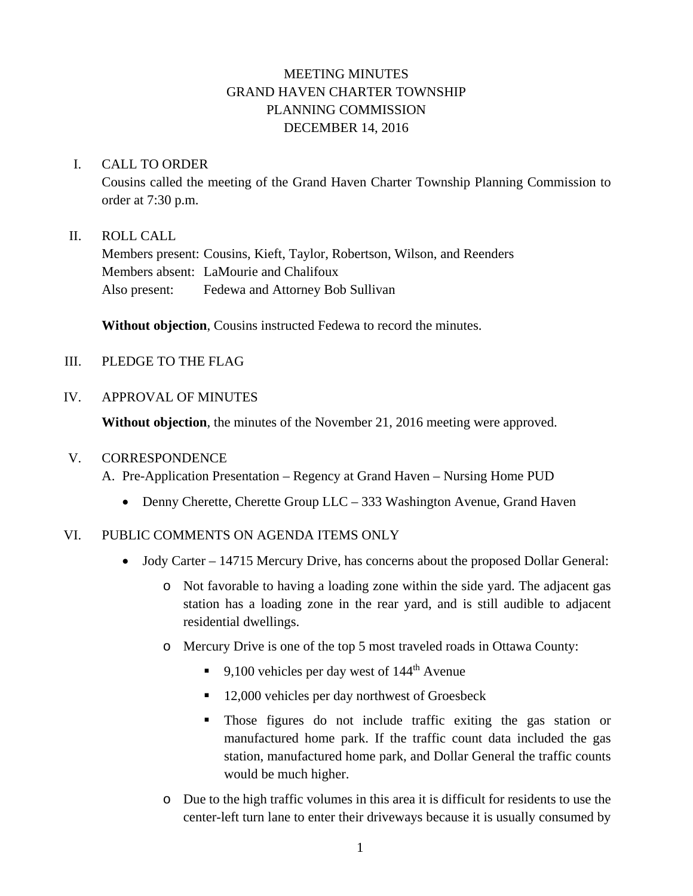# MEETING MINUTES
# GRAND HAVEN CHARTER TOWNSHIP
# PLANNING COMMISSION
# DECEMBER 14, 2016

I. CALL TO ORDER

Cousins called the meeting of the Grand Haven Charter Township Planning Commission to order at 7:30 p.m.

II. ROLL CALL

Members present: Cousins, Kieft, Taylor, Robertson, Wilson, and Reenders
Members absent: LaMourie and Chalifoux
Also present: Fedewa and Attorney Bob Sullivan

**Without objection**, Cousins instructed Fedewa to record the minutes.

III. PLEDGE TO THE FLAG

IV. APPROVAL OF MINUTES

**Without objection**, the minutes of the November 21, 2016 meeting were approved.

V. CORRESPONDENCE

A. Pre-Application Presentation – Regency at Grand Haven – Nursing Home PUD

- Denny Cherette, Cherette Group LLC – 333 Washington Avenue, Grand Haven

VI. PUBLIC COMMENTS ON AGENDA ITEMS ONLY

- Jody Carter – 14715 Mercury Drive, has concerns about the proposed Dollar General:
  - Not favorable to having a loading zone within the side yard. The adjacent gas station has a loading zone in the rear yard, and is still audible to adjacent residential dwellings.
  - Mercury Drive is one of the top 5 most traveled roads in Ottawa County:
    - 9,100 vehicles per day west of 144th Avenue
    - 12,000 vehicles per day northwest of Groesbeck
    - Those figures do not include traffic exiting the gas station or manufactured home park. If the traffic count data included the gas station, manufactured home park, and Dollar General the traffic counts would be much higher.
  - Due to the high traffic volumes in this area it is difficult for residents to use the center-left turn lane to enter their driveways because it is usually consumed by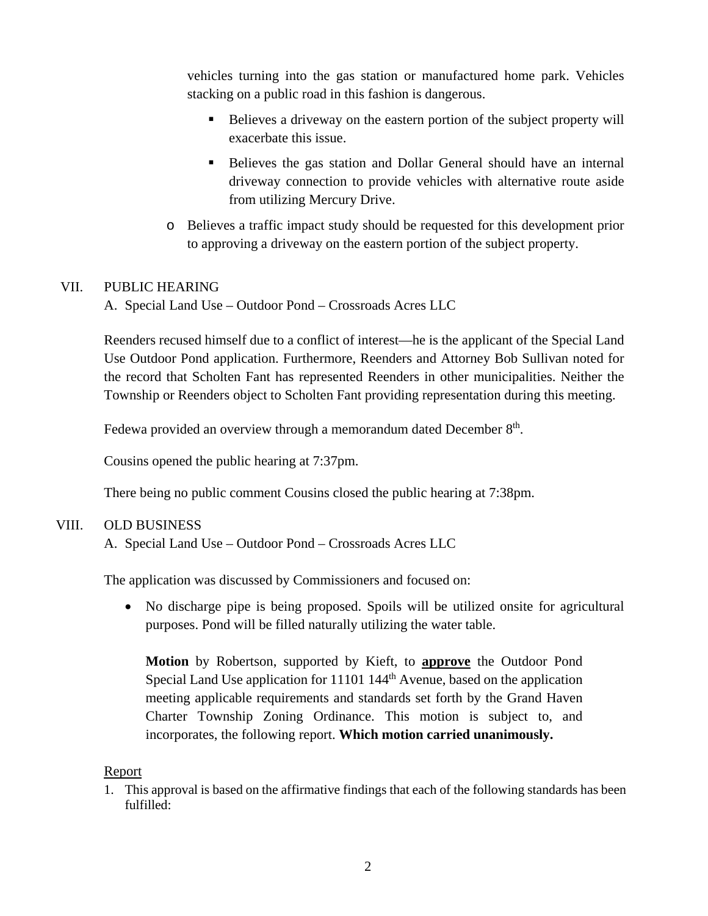vehicles turning into the gas station or manufactured home park. Vehicles stacking on a public road in this fashion is dangerous.

    - Believes a driveway on the eastern portion of the subject property will exacerbate this issue.
    - Believes the gas station and Dollar General should have an internal driveway connection to provide vehicles with alternative route aside from utilizing Mercury Drive.

- Believes a traffic impact study should be requested for this development prior to approving a driveway on the eastern portion of the subject property.

VII. PUBLIC HEARING

A. Special Land Use – Outdoor Pond – Crossroads Acres LLC

Reenders recused himself due to a conflict of interest—he is the applicant of the Special Land Use Outdoor Pond application. Furthermore, Reenders and Attorney Bob Sullivan noted for the record that Scholten Fant has represented Reenders in other municipalities. Neither the Township or Reenders object to Scholten Fant providing representation during this meeting.

Fedewa provided an overview through a memorandum dated December 8th.

Cousins opened the public hearing at 7:37pm.

There being no public comment Cousins closed the public hearing at 7:38pm.

VIII. OLD BUSINESS

A. Special Land Use – Outdoor Pond – Crossroads Acres LLC

The application was discussed by Commissioners and focused on:

- No discharge pipe is being proposed. Spoils will be utilized onsite for agricultural purposes. Pond will be filled naturally utilizing the water table.

**Motion** by Robertson, supported by Kieft, to **approve** the Outdoor Pond Special Land Use application for 11101 144th Avenue, based on the application meeting applicable requirements and standards set forth by the Grand Haven Charter Township Zoning Ordinance. This motion is subject to, and incorporates, the following report. **Which motion carried unanimously.**

Report

1. This approval is based on the affirmative findings that each of the following standards has been fulfilled: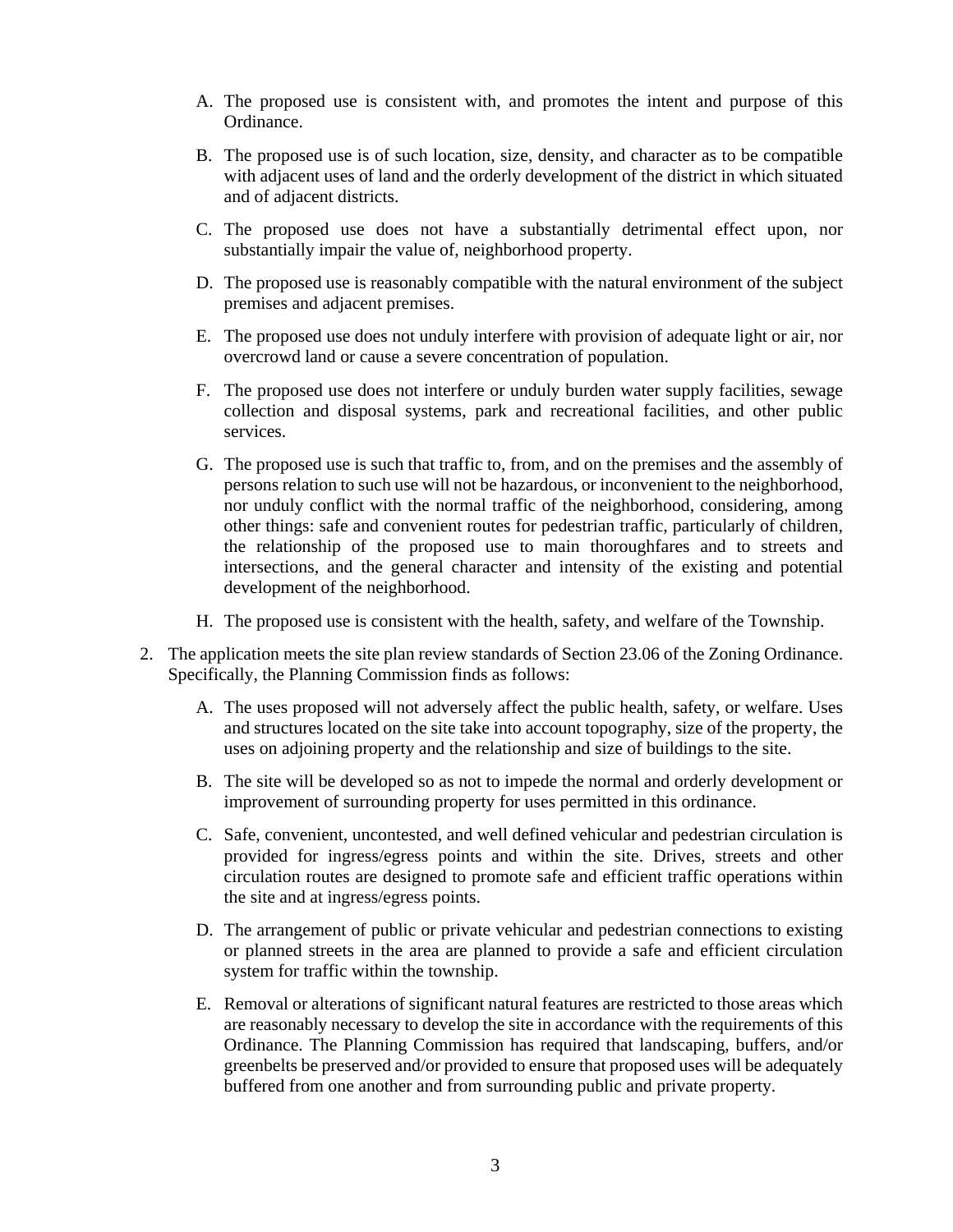A. The proposed use is consistent with, and promotes the intent and purpose of this Ordinance.

B. The proposed use is of such location, size, density, and character as to be compatible with adjacent uses of land and the orderly development of the district in which situated and of adjacent districts.

C. The proposed use does not have a substantially detrimental effect upon, nor substantially impair the value of, neighborhood property.

D. The proposed use is reasonably compatible with the natural environment of the subject premises and adjacent premises.

E. The proposed use does not unduly interfere with provision of adequate light or air, nor overcrowd land or cause a severe concentration of population.

F. The proposed use does not interfere or unduly burden water supply facilities, sewage collection and disposal systems, park and recreational facilities, and other public services.

G. The proposed use is such that traffic to, from, and on the premises and the assembly of persons relation to such use will not be hazardous, or inconvenient to the neighborhood, nor unduly conflict with the normal traffic of the neighborhood, considering, among other things: safe and convenient routes for pedestrian traffic, particularly of children, the relationship of the proposed use to main thoroughfares and to streets and intersections, and the general character and intensity of the existing and potential development of the neighborhood.

H. The proposed use is consistent with the health, safety, and welfare of the Township.

2. The application meets the site plan review standards of Section 23.06 of the Zoning Ordinance. Specifically, the Planning Commission finds as follows:

A. The uses proposed will not adversely affect the public health, safety, or welfare. Uses and structures located on the site take into account topography, size of the property, the uses on adjoining property and the relationship and size of buildings to the site.

B. The site will be developed so as not to impede the normal and orderly development or improvement of surrounding property for uses permitted in this ordinance.

C. Safe, convenient, uncontested, and well defined vehicular and pedestrian circulation is provided for ingress/egress points and within the site. Drives, streets and other circulation routes are designed to promote safe and efficient traffic operations within the site and at ingress/egress points.

D. The arrangement of public or private vehicular and pedestrian connections to existing or planned streets in the area are planned to provide a safe and efficient circulation system for traffic within the township.

E. Removal or alterations of significant natural features are restricted to those areas which are reasonably necessary to develop the site in accordance with the requirements of this Ordinance. The Planning Commission has required that landscaping, buffers, and/or greenbelts be preserved and/or provided to ensure that proposed uses will be adequately buffered from one another and from surrounding public and private property.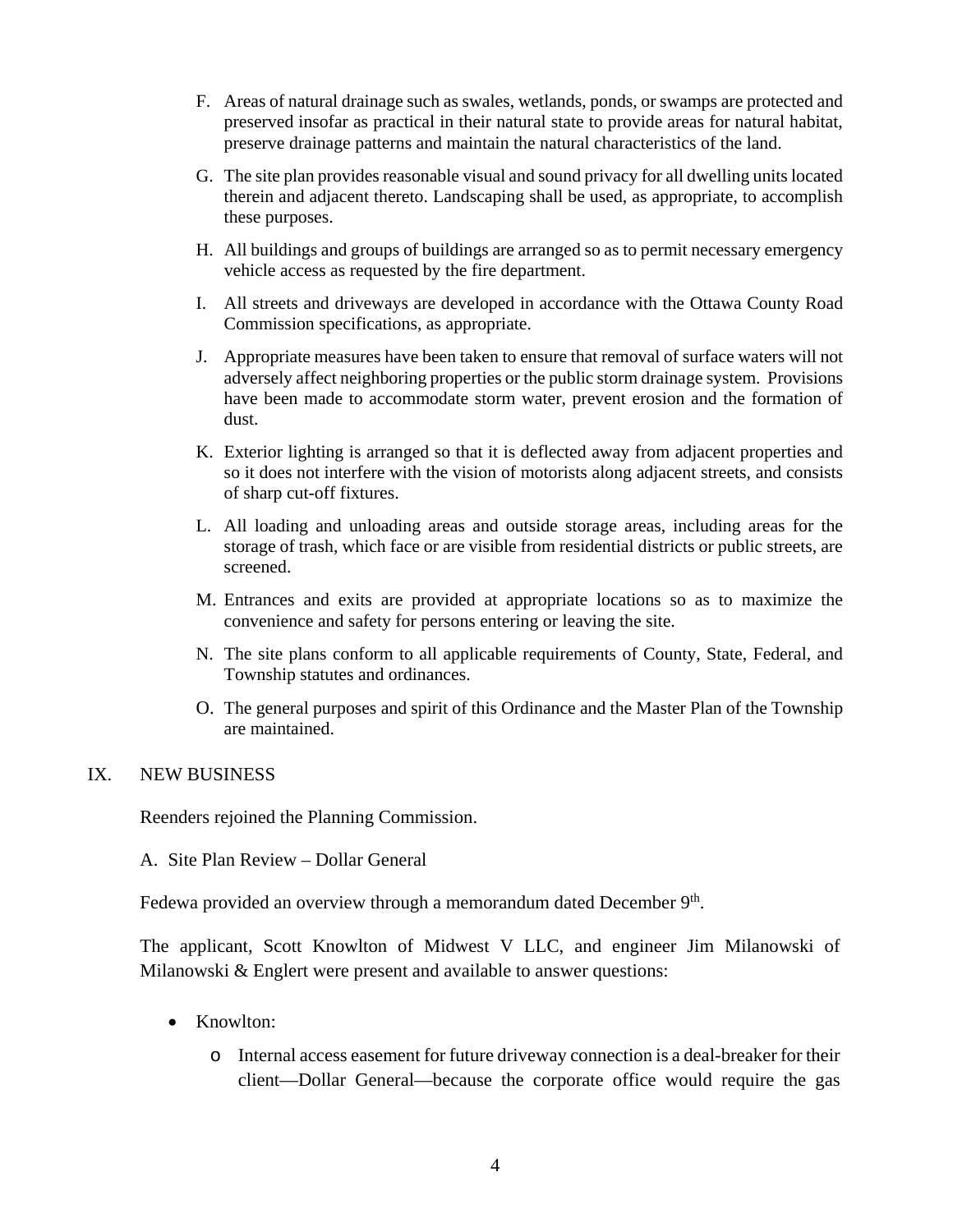F. Areas of natural drainage such as swales, wetlands, ponds, or swamps are protected and preserved insofar as practical in their natural state to provide areas for natural habitat, preserve drainage patterns and maintain the natural characteristics of the land.

G. The site plan provides reasonable visual and sound privacy for all dwelling units located therein and adjacent thereto. Landscaping shall be used, as appropriate, to accomplish these purposes.

H. All buildings and groups of buildings are arranged so as to permit necessary emergency vehicle access as requested by the fire department.

I. All streets and driveways are developed in accordance with the Ottawa County Road Commission specifications, as appropriate.

J. Appropriate measures have been taken to ensure that removal of surface waters will not adversely affect neighboring properties or the public storm drainage system. Provisions have been made to accommodate storm water, prevent erosion and the formation of dust.

K. Exterior lighting is arranged so that it is deflected away from adjacent properties and so it does not interfere with the vision of motorists along adjacent streets, and consists of sharp cut-off fixtures.

L. All loading and unloading areas and outside storage areas, including areas for the storage of trash, which face or are visible from residential districts or public streets, are screened.

M. Entrances and exits are provided at appropriate locations so as to maximize the convenience and safety for persons entering or leaving the site.

N. The site plans conform to all applicable requirements of County, State, Federal, and Township statutes and ordinances.

O. The general purposes and spirit of this Ordinance and the Master Plan of the Township are maintained.

## IX. NEW BUSINESS

Reenders rejoined the Planning Commission.

A. Site Plan Review – Dollar General

Fedewa provided an overview through a memorandum dated December 9th.

The applicant, Scott Knowlton of Midwest V LLC, and engineer Jim Milanowski of Milanowski & Englert were present and available to answer questions:

- Knowlton:
  - Internal access easement for future driveway connection is a deal-breaker for their client—Dollar General—because the corporate office would require the gas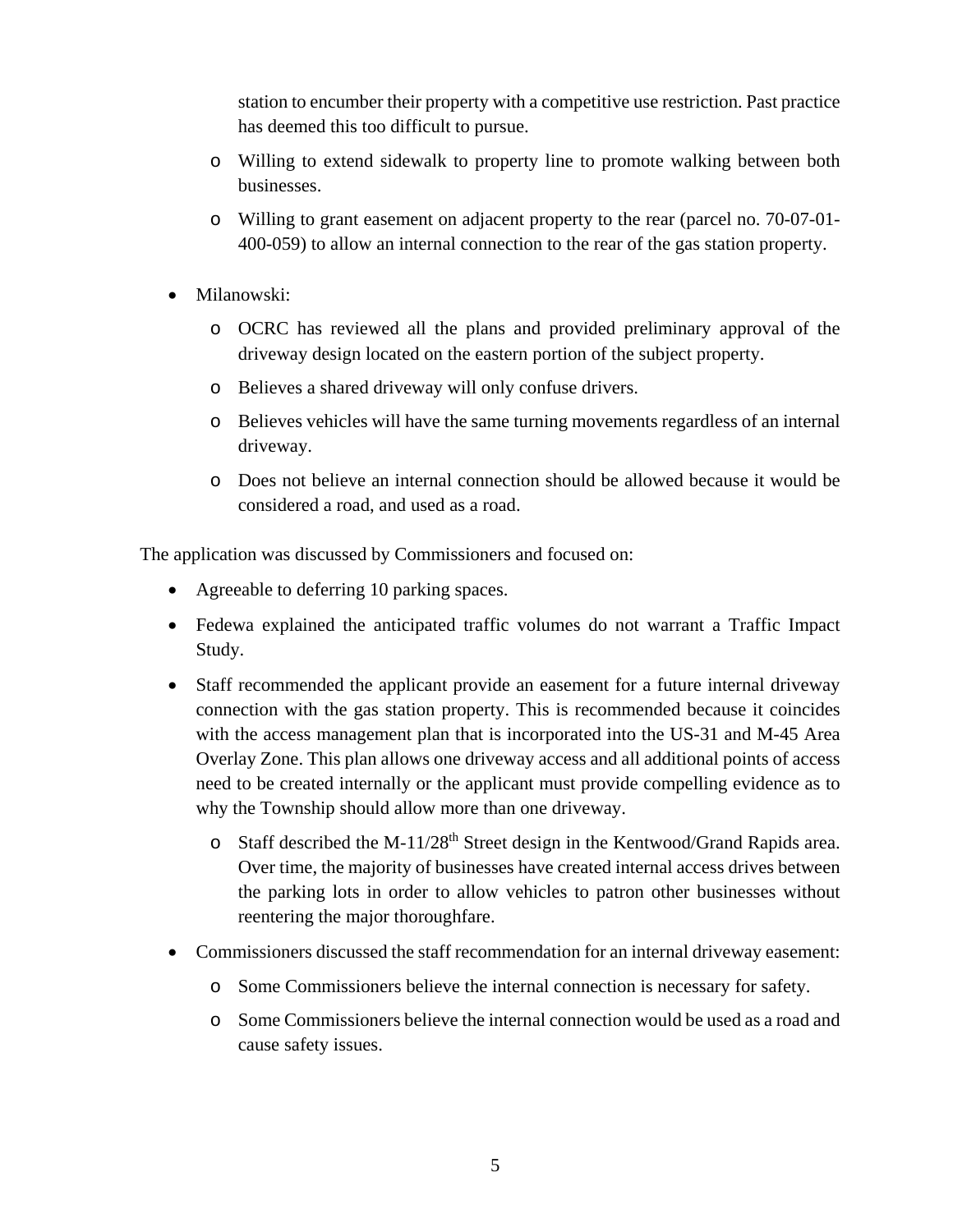- station to encumber their property with a competitive use restriction. Past practice has deemed this too difficult to pursue.
  - Willing to extend sidewalk to property line to promote walking between both businesses.
  - Willing to grant easement on adjacent property to the rear (parcel no. 70-07-01-400-059) to allow an internal connection to the rear of the gas station property.

- Milanowski:
  - OCRC has reviewed all the plans and provided preliminary approval of the driveway design located on the eastern portion of the subject property.
  - Believes a shared driveway will only confuse drivers.
  - Believes vehicles will have the same turning movements regardless of an internal driveway.
  - Does not believe an internal connection should be allowed because it would be considered a road, and used as a road.

The application was discussed by Commissioners and focused on:

- Agreeable to deferring 10 parking spaces.
- Fedewa explained the anticipated traffic volumes do not warrant a Traffic Impact Study.
- Staff recommended the applicant provide an easement for a future internal driveway connection with the gas station property. This is recommended because it coincides with the access management plan that is incorporated into the US-31 and M-45 Area Overlay Zone. This plan allows one driveway access and all additional points of access need to be created internally or the applicant must provide compelling evidence as to why the Township should allow more than one driveway.
  - Staff described the M-11/28th Street design in the Kentwood/Grand Rapids area. Over time, the majority of businesses have created internal access drives between the parking lots in order to allow vehicles to patron other businesses without reentering the major thoroughfare.
- Commissioners discussed the staff recommendation for an internal driveway easement:
  - Some Commissioners believe the internal connection is necessary for safety.
  - Some Commissioners believe the internal connection would be used as a road and cause safety issues.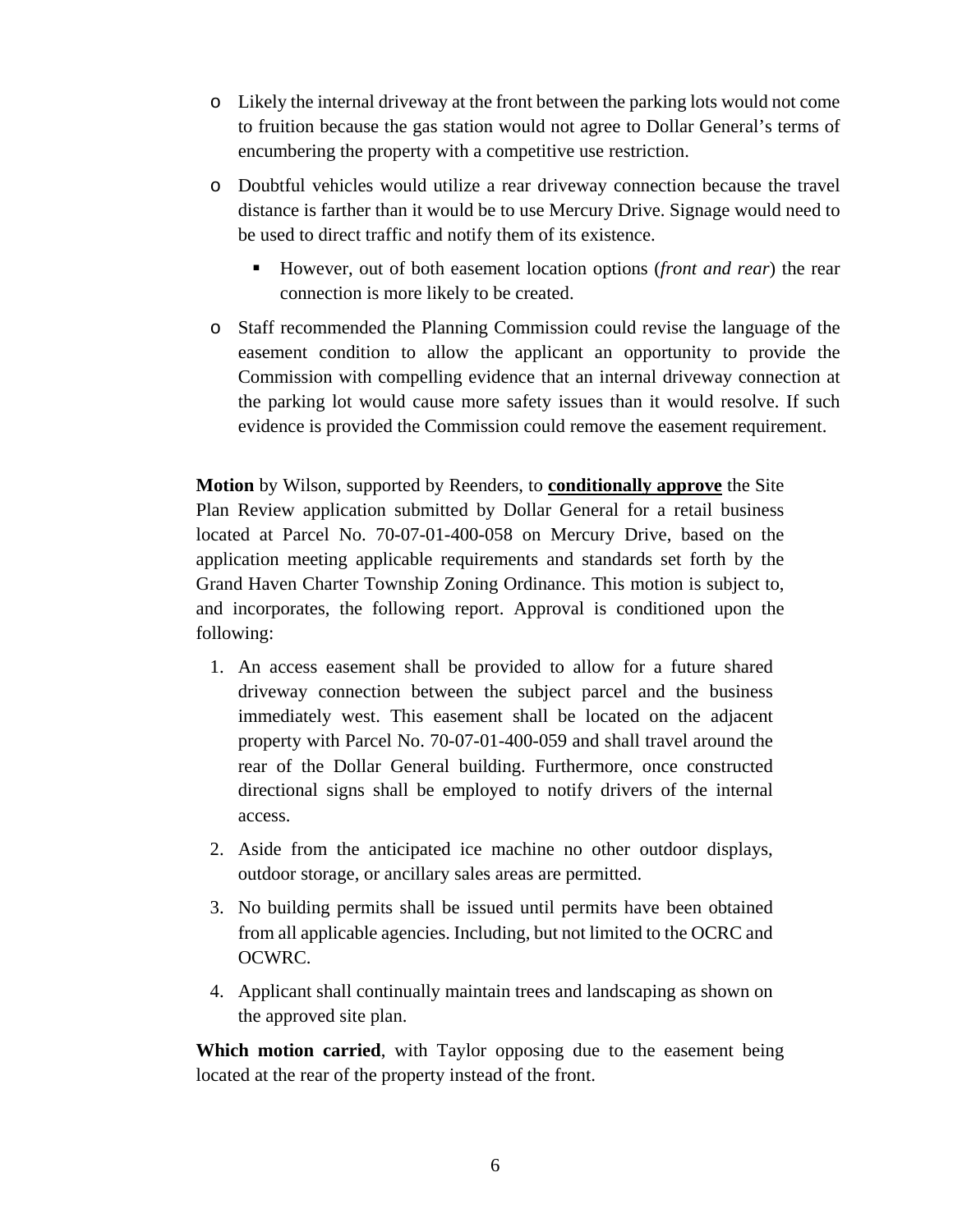- Likely the internal driveway at the front between the parking lots would not come to fruition because the gas station would not agree to Dollar General's terms of encumbering the property with a competitive use restriction.
- Doubtful vehicles would utilize a rear driveway connection because the travel distance is farther than it would be to use Mercury Drive. Signage would need to be used to direct traffic and notify them of its existence.
  - However, out of both easement location options (*front and rear*) the rear connection is more likely to be created.
- Staff recommended the Planning Commission could revise the language of the easement condition to allow the applicant an opportunity to provide the Commission with compelling evidence that an internal driveway connection at the parking lot would cause more safety issues than it would resolve. If such evidence is provided the Commission could remove the easement requirement.

**Motion** by Wilson, supported by Reenders, to **conditionally approve** the Site Plan Review application submitted by Dollar General for a retail business located at Parcel No. 70-07-01-400-058 on Mercury Drive, based on the application meeting applicable requirements and standards set forth by the Grand Haven Charter Township Zoning Ordinance. This motion is subject to, and incorporates, the following report. Approval is conditioned upon the following:

1. An access easement shall be provided to allow for a future shared driveway connection between the subject parcel and the business immediately west. This easement shall be located on the adjacent property with Parcel No. 70-07-01-400-059 and shall travel around the rear of the Dollar General building. Furthermore, once constructed directional signs shall be employed to notify drivers of the internal access.
2. Aside from the anticipated ice machine no other outdoor displays, outdoor storage, or ancillary sales areas are permitted.
3. No building permits shall be issued until permits have been obtained from all applicable agencies. Including, but not limited to the OCRC and OCWRC.
4. Applicant shall continually maintain trees and landscaping as shown on the approved site plan.

**Which motion carried**, with Taylor opposing due to the easement being located at the rear of the property instead of the front.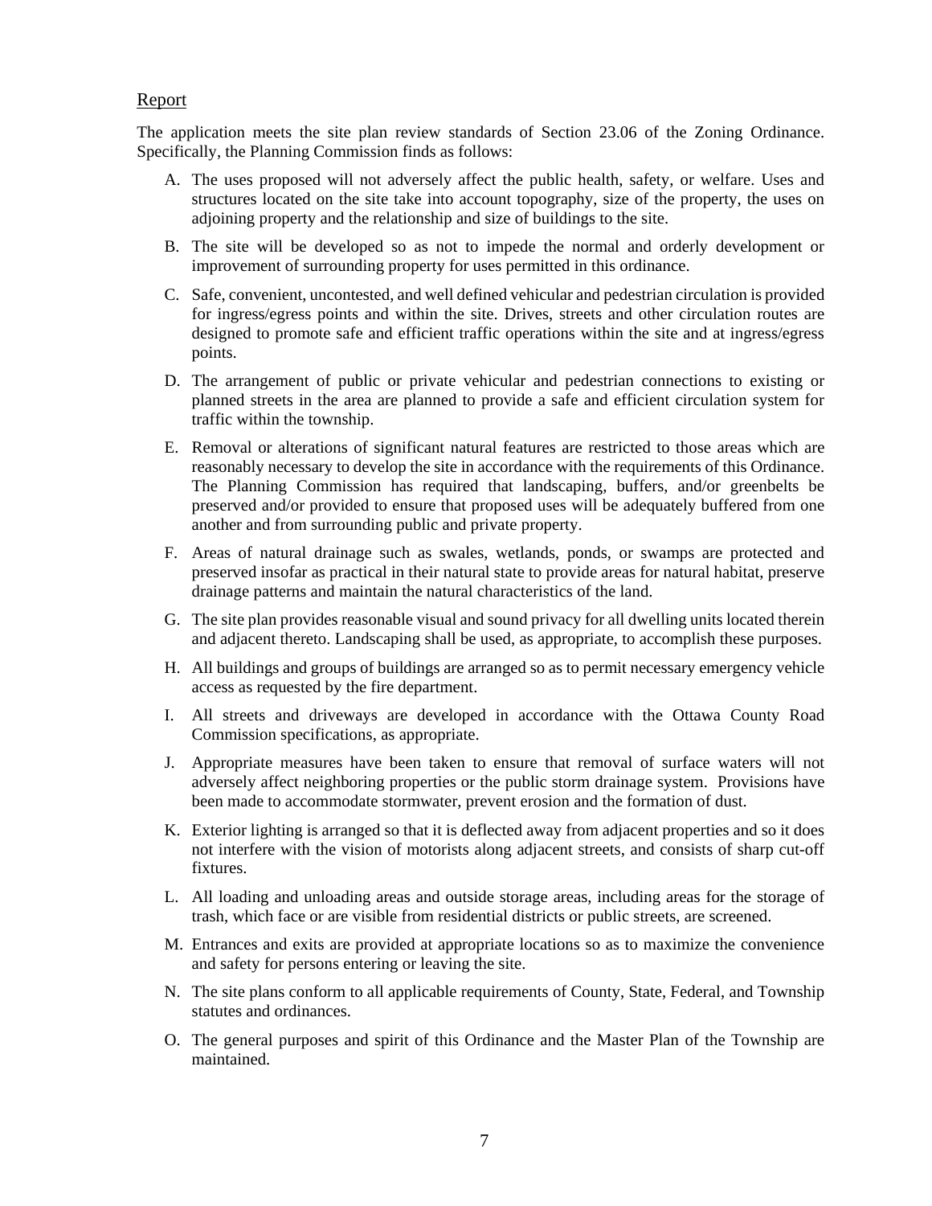Report

The application meets the site plan review standards of Section 23.06 of the Zoning Ordinance. Specifically, the Planning Commission finds as follows:

A. The uses proposed will not adversely affect the public health, safety, or welfare. Uses and structures located on the site take into account topography, size of the property, the uses on adjoining property and the relationship and size of buildings to the site.

B. The site will be developed so as not to impede the normal and orderly development or improvement of surrounding property for uses permitted in this ordinance.

C. Safe, convenient, uncontested, and well defined vehicular and pedestrian circulation is provided for ingress/egress points and within the site. Drives, streets and other circulation routes are designed to promote safe and efficient traffic operations within the site and at ingress/egress points.

D. The arrangement of public or private vehicular and pedestrian connections to existing or planned streets in the area are planned to provide a safe and efficient circulation system for traffic within the township.

E. Removal or alterations of significant natural features are restricted to those areas which are reasonably necessary to develop the site in accordance with the requirements of this Ordinance. The Planning Commission has required that landscaping, buffers, and/or greenbelts be preserved and/or provided to ensure that proposed uses will be adequately buffered from one another and from surrounding public and private property.

F. Areas of natural drainage such as swales, wetlands, ponds, or swamps are protected and preserved insofar as practical in their natural state to provide areas for natural habitat, preserve drainage patterns and maintain the natural characteristics of the land.

G. The site plan provides reasonable visual and sound privacy for all dwelling units located therein and adjacent thereto. Landscaping shall be used, as appropriate, to accomplish these purposes.

H. All buildings and groups of buildings are arranged so as to permit necessary emergency vehicle access as requested by the fire department.

I. All streets and driveways are developed in accordance with the Ottawa County Road Commission specifications, as appropriate.

J. Appropriate measures have been taken to ensure that removal of surface waters will not adversely affect neighboring properties or the public storm drainage system. Provisions have been made to accommodate stormwater, prevent erosion and the formation of dust.

K. Exterior lighting is arranged so that it is deflected away from adjacent properties and so it does not interfere with the vision of motorists along adjacent streets, and consists of sharp cut-off fixtures.

L. All loading and unloading areas and outside storage areas, including areas for the storage of trash, which face or are visible from residential districts or public streets, are screened.

M. Entrances and exits are provided at appropriate locations so as to maximize the convenience and safety for persons entering or leaving the site.

N. The site plans conform to all applicable requirements of County, State, Federal, and Township statutes and ordinances.

O. The general purposes and spirit of this Ordinance and the Master Plan of the Township are maintained.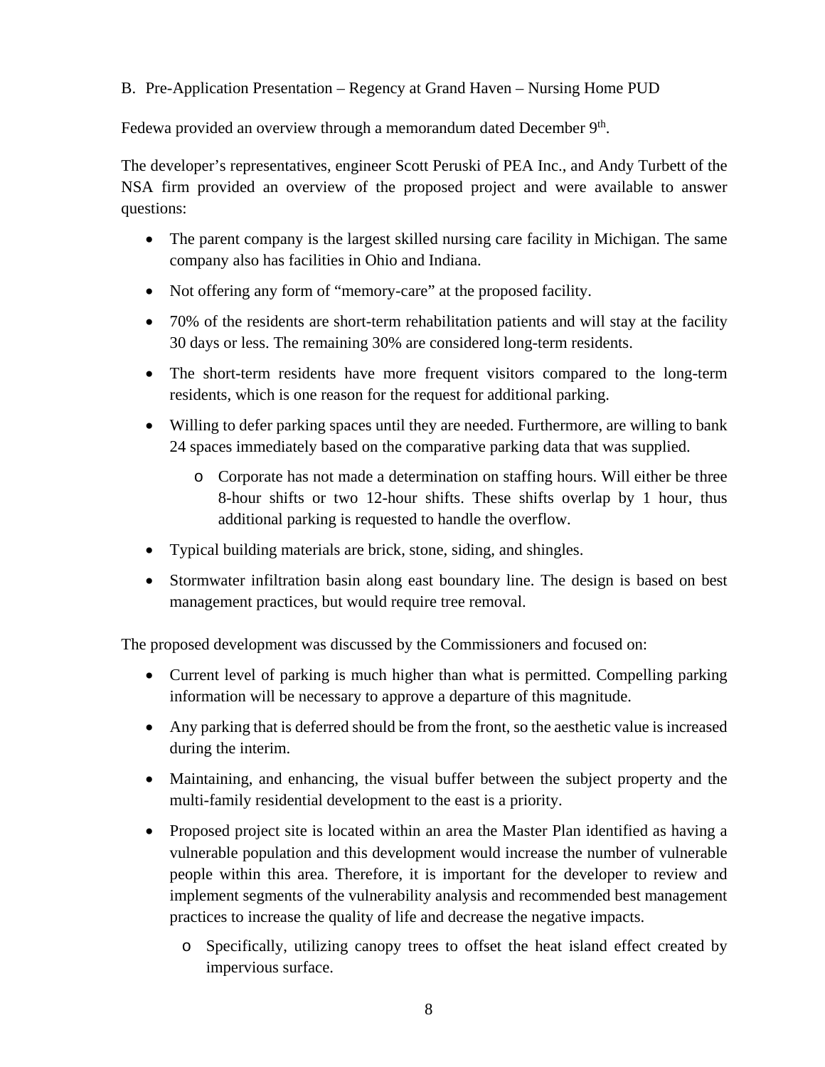B. Pre-Application Presentation – Regency at Grand Haven – Nursing Home PUD

Fedewa provided an overview through a memorandum dated December 9th.

The developer's representatives, engineer Scott Peruski of PEA Inc., and Andy Turbett of the NSA firm provided an overview of the proposed project and were available to answer questions:

- The parent company is the largest skilled nursing care facility in Michigan. The same company also has facilities in Ohio and Indiana.
- Not offering any form of "memory-care" at the proposed facility.
- 70% of the residents are short-term rehabilitation patients and will stay at the facility 30 days or less. The remaining 30% are considered long-term residents.
- The short-term residents have more frequent visitors compared to the long-term residents, which is one reason for the request for additional parking.
- Willing to defer parking spaces until they are needed. Furthermore, are willing to bank 24 spaces immediately based on the comparative parking data that was supplied.
  - Corporate has not made a determination on staffing hours. Will either be three 8-hour shifts or two 12-hour shifts. These shifts overlap by 1 hour, thus additional parking is requested to handle the overflow.
- Typical building materials are brick, stone, siding, and shingles.
- Stormwater infiltration basin along east boundary line. The design is based on best management practices, but would require tree removal.

The proposed development was discussed by the Commissioners and focused on:

- Current level of parking is much higher than what is permitted. Compelling parking information will be necessary to approve a departure of this magnitude.
- Any parking that is deferred should be from the front, so the aesthetic value is increased during the interim.
- Maintaining, and enhancing, the visual buffer between the subject property and the multi-family residential development to the east is a priority.
- Proposed project site is located within an area the Master Plan identified as having a vulnerable population and this development would increase the number of vulnerable people within this area. Therefore, it is important for the developer to review and implement segments of the vulnerability analysis and recommended best management practices to increase the quality of life and decrease the negative impacts.
  - Specifically, utilizing canopy trees to offset the heat island effect created by impervious surface.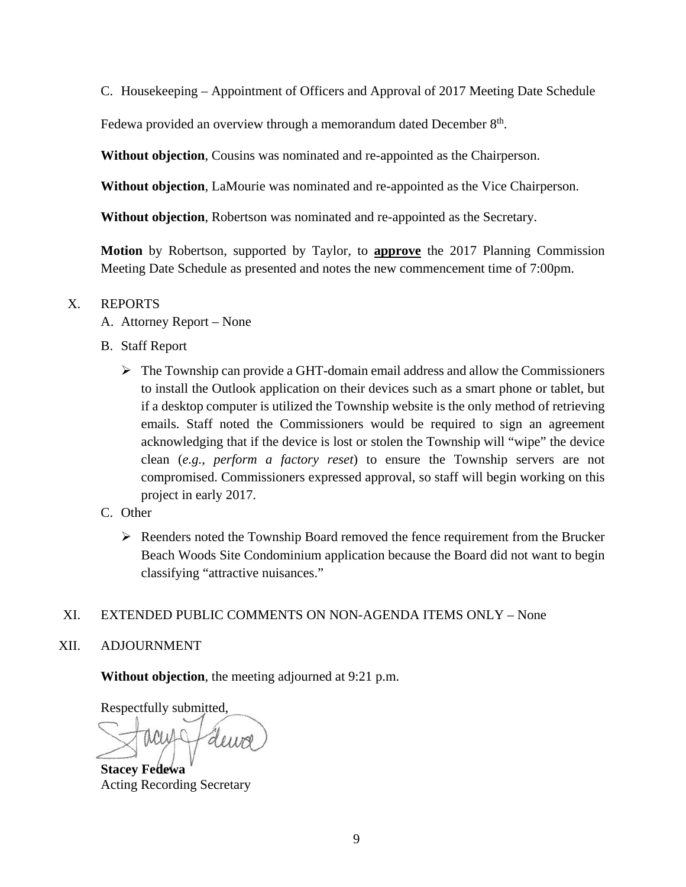C. Housekeeping – Appointment of Officers and Approval of 2017 Meeting Date Schedule

Fedewa provided an overview through a memorandum dated December 8th.

**Without objection**, Cousins was nominated and re-appointed as the Chairperson.

**Without objection**, LaMourie was nominated and re-appointed as the Vice Chairperson.

**Without objection**, Robertson was nominated and re-appointed as the Secretary.

**Motion** by Robertson, supported by Taylor, to **approve** the 2017 Planning Commission Meeting Date Schedule as presented and notes the new commencement time of 7:00pm.

X. REPORTS

A. Attorney Report – None

B. Staff Report

- The Township can provide a GHT-domain email address and allow the Commissioners to install the Outlook application on their devices such as a smart phone or tablet, but if a desktop computer is utilized the Township website is the only method of retrieving emails. Staff noted the Commissioners would be required to sign an agreement acknowledging that if the device is lost or stolen the Township will "wipe" the device clean (*e.g., perform a factory reset*) to ensure the Township servers are not compromised. Commissioners expressed approval, so staff will begin working on this project in early 2017.

C. Other

- Reenders noted the Township Board removed the fence requirement from the Brucker Beach Woods Site Condominium application because the Board did not want to begin classifying "attractive nuisances."

XI. EXTENDED PUBLIC COMMENTS ON NON-AGENDA ITEMS ONLY – None

XII. ADJOURNMENT

**Without objection**, the meeting adjourned at 9:21 p.m.

Respectfully submitted,

**Stacey Fedewa**
Acting Recording Secretary